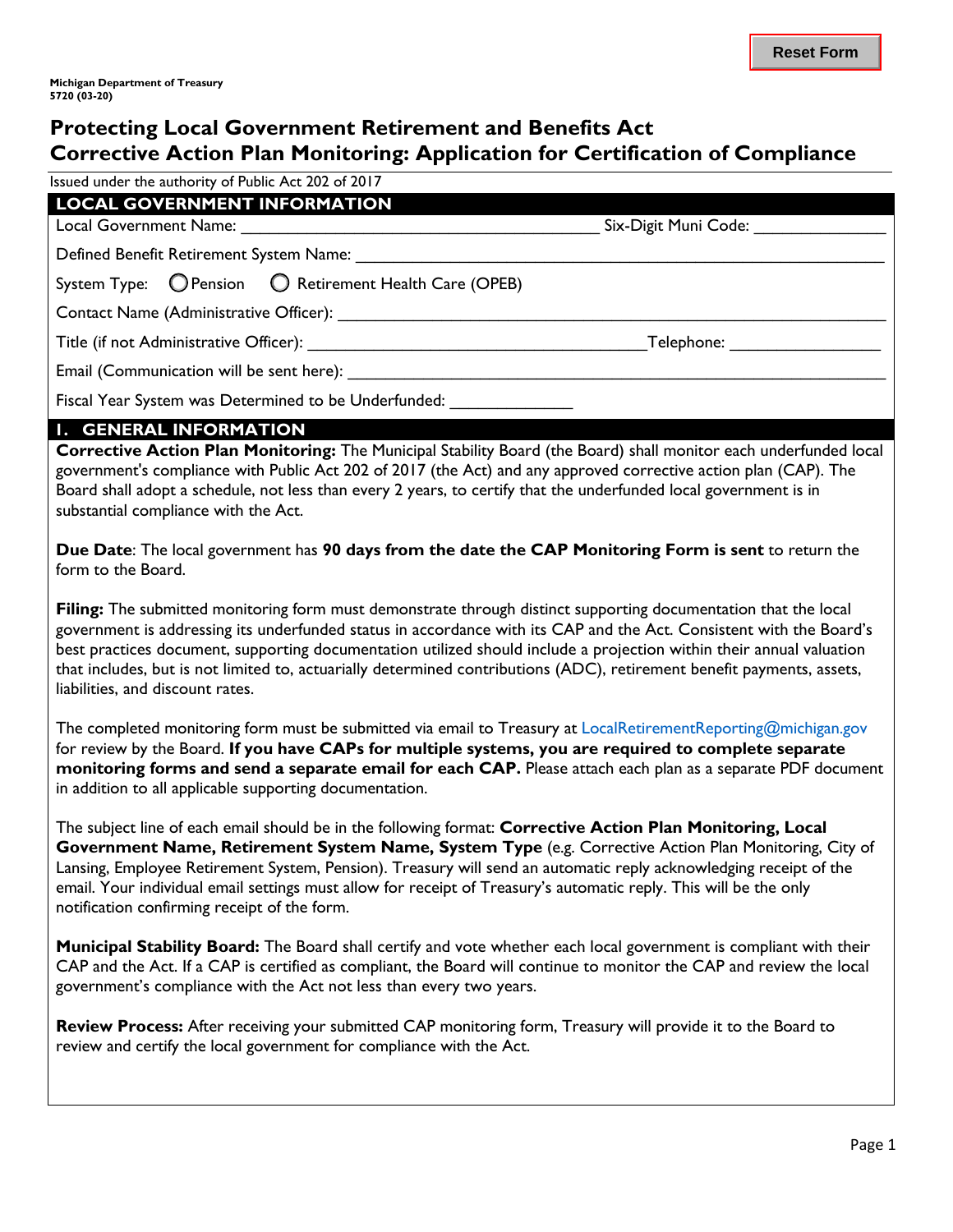Michigan Department of Treasury
5720 (03-20)

# Protecting Local Government Retirement and Benefits Act
# Corrective Action Plan Monitoring: Application for Certification of Compliance

Issued under the authority of Public Act 202 of 2017

## LOCAL GOVERNMENT INFORMATION

Local Government Name: ________________________________________ Six-Digit Muni Code: ______________

Defined Benefit Retirement System Name: ____________________________________________________________

System Type: ◯ Pension ◯ Retirement Health Care (OPEB)

Contact Name (Administrative Officer): ______________________________________________________________

Title (if not Administrative Officer): ____________________________________ Telephone: ________________

Email (Communication will be sent here): _____________________________________________________________

Fiscal Year System was Determined to be Underfunded: _____________

## I. GENERAL INFORMATION

**Corrective Action Plan Monitoring:** The Municipal Stability Board (the Board) shall monitor each underfunded local government's compliance with Public Act 202 of 2017 (the Act) and any approved corrective action plan (CAP). The Board shall adopt a schedule, not less than every 2 years, to certify that the underfunded local government is in substantial compliance with the Act.

**Due Date**: The local government has **90 days from the date the CAP Monitoring Form is sent** to return the form to the Board.

**Filing:** The submitted monitoring form must demonstrate through distinct supporting documentation that the local government is addressing its underfunded status in accordance with its CAP and the Act. Consistent with the Board's best practices document, supporting documentation utilized should include a projection within their annual valuation that includes, but is not limited to, actuarially determined contributions (ADC), retirement benefit payments, assets, liabilities, and discount rates.

The completed monitoring form must be submitted via email to Treasury at LocalRetirementReporting@michigan.gov for review by the Board. **If you have CAPs for multiple systems, you are required to complete separate monitoring forms and send a separate email for each CAP.** Please attach each plan as a separate PDF document in addition to all applicable supporting documentation.

The subject line of each email should be in the following format: **Corrective Action Plan Monitoring, Local Government Name, Retirement System Name, System Type** (e.g. Corrective Action Plan Monitoring, City of Lansing, Employee Retirement System, Pension). Treasury will send an automatic reply acknowledging receipt of the email. Your individual email settings must allow for receipt of Treasury's automatic reply. This will be the only notification confirming receipt of the form.

**Municipal Stability Board:** The Board shall certify and vote whether each local government is compliant with their CAP and the Act. If a CAP is certified as compliant, the Board will continue to monitor the CAP and review the local government's compliance with the Act not less than every two years.

**Review Process:** After receiving your submitted CAP monitoring form, Treasury will provide it to the Board to review and certify the local government for compliance with the Act.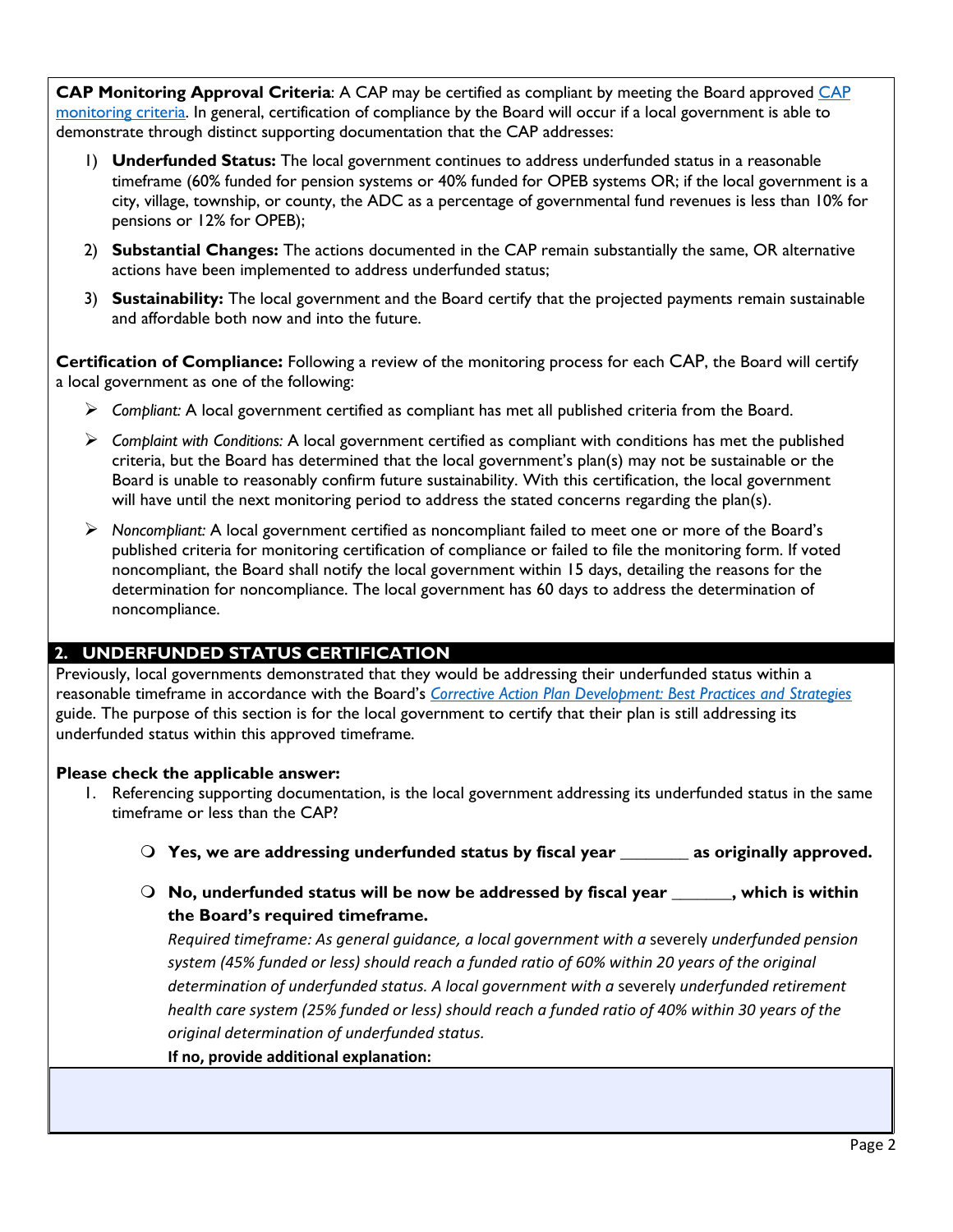**CAP Monitoring Approval Criteria**: A CAP may be certified as compliant by meeting the Board approved [CAP monitoring criteria](). In general, certification of compliance by the Board will occur if a local government is able to demonstrate through distinct supporting documentation that the CAP addresses:

1) **Underfunded Status:** The local government continues to address underfunded status in a reasonable timeframe (60% funded for pension systems or 40% funded for OPEB systems OR; if the local government is a city, village, township, or county, the ADC as a percentage of governmental fund revenues is less than 10% for pensions or 12% for OPEB);
2) **Substantial Changes:** The actions documented in the CAP remain substantially the same, OR alternative actions have been implemented to address underfunded status;
3) **Sustainability:** The local government and the Board certify that the projected payments remain sustainable and affordable both now and into the future.

**Certification of Compliance:** Following a review of the monitoring process for each CAP, the Board will certify a local government as one of the following:

- *Compliant:* A local government certified as compliant has met all published criteria from the Board.
- *Complaint with Conditions:* A local government certified as compliant with conditions has met the published criteria, but the Board has determined that the local government's plan(s) may not be sustainable or the Board is unable to reasonably confirm future sustainability. With this certification, the local government will have until the next monitoring period to address the stated concerns regarding the plan(s).
- *Noncompliant:* A local government certified as noncompliant failed to meet one or more of the Board's published criteria for monitoring certification of compliance or failed to file the monitoring form. If voted noncompliant, the Board shall notify the local government within 15 days, detailing the reasons for the determination for noncompliance. The local government has 60 days to address the determination of noncompliance.

## 2. UNDERFUNDED STATUS CERTIFICATION

Previously, local governments demonstrated that they would be addressing their underfunded status within a reasonable timeframe in accordance with the Board's [*Corrective Action Plan Development: Best Practices and Strategies*]() guide. The purpose of this section is for the local government to certify that their plan is still addressing its underfunded status within this approved timeframe.

**Please check the applicable answer:**

1. Referencing supporting documentation, is the local government addressing its underfunded status in the same timeframe or less than the CAP?

   - ○ **Yes, we are addressing underfunded status by fiscal year _______ as originally approved.**
   - ○ **No, underfunded status will be now be addressed by fiscal year ______, which is within the Board's required timeframe.**

     *Required timeframe: As general guidance, a local government with a* severely *underfunded pension system (45% funded or less) should reach a funded ratio of 60% within 20 years of the original determination of underfunded status. A local government with a* severely *underfunded retirement health care system (25% funded or less) should reach a funded ratio of 40% within 30 years of the original determination of underfunded status.*

     **If no, provide additional explanation:**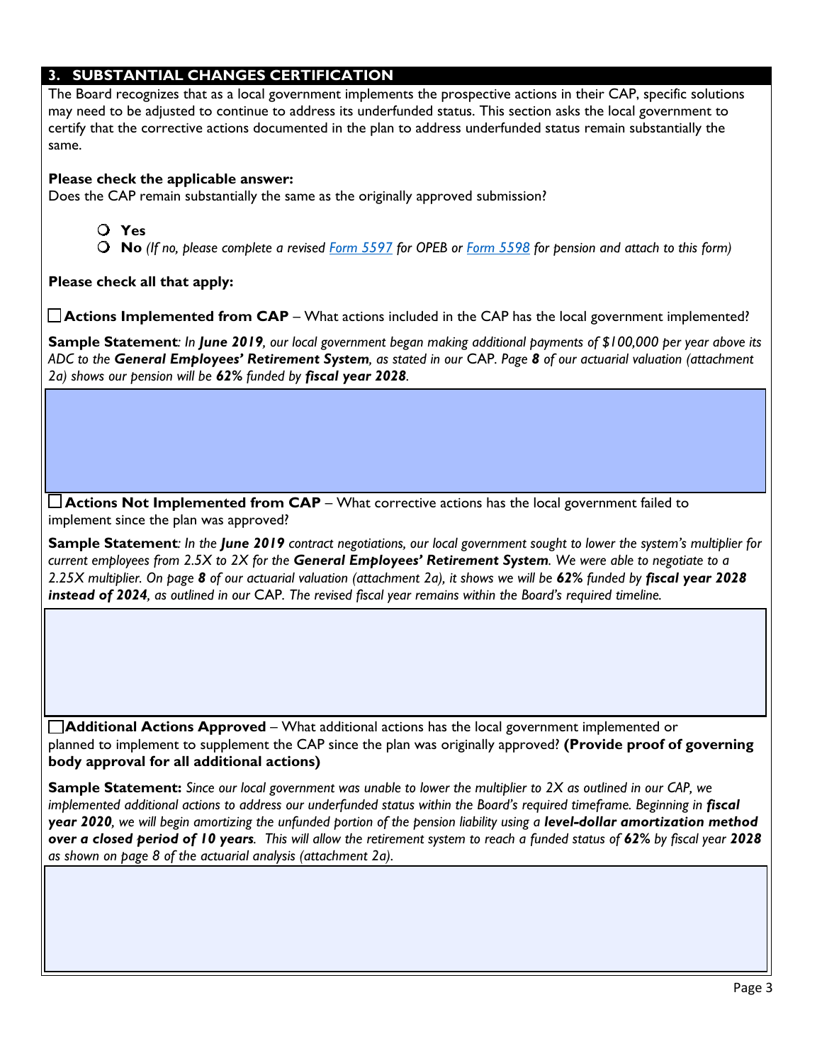## 3. SUBSTANTIAL CHANGES CERTIFICATION

The Board recognizes that as a local government implements the prospective actions in their CAP, specific solutions may need to be adjusted to continue to address its underfunded status. This section asks the local government to certify that the corrective actions documented in the plan to address underfunded status remain substantially the same.

**Please check the applicable answer:**

Does the CAP remain substantially the same as the originally approved submission?

- ○ **Yes**
- ○ **No** *(If no, please complete a revised Form 5597 for OPEB or Form 5598 for pension and attach to this form)*

**Please check all that apply:**

☐ **Actions Implemented from CAP** – What actions included in the CAP has the local government implemented?

**Sample Statement***: In **June 2019**, our local government began making additional payments of $100,000 per year above its ADC to the **General Employees' Retirement System**, as stated in our* CAP*. Page **8** of our actuarial valuation (attachment 2a) shows our pension will be **62%** funded by **fiscal year 2028**.*

☐ **Actions Not Implemented from CAP** – What corrective actions has the local government failed to implement since the plan was approved?

**Sample Statement***: In the **June 2019** contract negotiations, our local government sought to lower the system's multiplier for current employees from 2.5X to 2X for the **General Employees' Retirement System**. We were able to negotiate to a 2.25X multiplier. On page **8** of our actuarial valuation (attachment 2a), it shows we will be **62%** funded by **fiscal year 2028 instead of 2024**, as outlined in our* CAP*. The revised fiscal year remains within the Board's required timeline.*

☐ **Additional Actions Approved** – What additional actions has the local government implemented or planned to implement to supplement the CAP since the plan was originally approved? **(Provide proof of governing body approval for all additional actions)**

**Sample Statement:** *Since our local government was unable to lower the multiplier to 2X as outlined in our CAP, we implemented additional actions to address our underfunded status within the Board's required timeframe. Beginning in **fiscal year 2020**, we will begin amortizing the unfunded portion of the pension liability using a **level-dollar amortization method over a closed period of 10 years**. This will allow the retirement system to reach a funded status of **62%** by fiscal year **2028** as shown on page 8 of the actuarial analysis (attachment 2a).*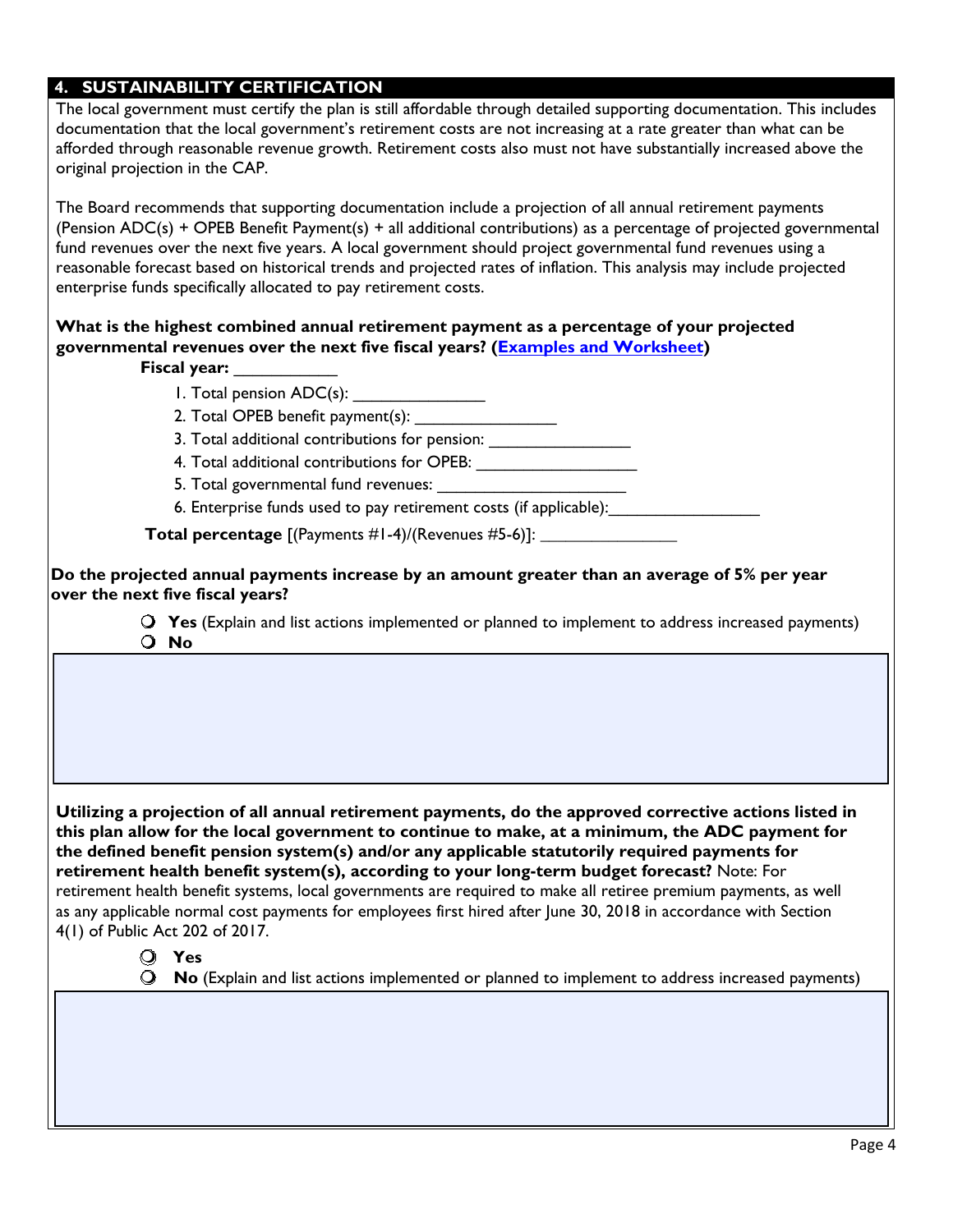## 4. SUSTAINABILITY CERTIFICATION

The local government must certify the plan is still affordable through detailed supporting documentation. This includes documentation that the local government's retirement costs are not increasing at a rate greater than what can be afforded through reasonable revenue growth. Retirement costs also must not have substantially increased above the original projection in the CAP.

The Board recommends that supporting documentation include a projection of all annual retirement payments (Pension ADC(s) + OPEB Benefit Payment(s) + all additional contributions) as a percentage of projected governmental fund revenues over the next five years. A local government should project governmental fund revenues using a reasonable forecast based on historical trends and projected rates of inflation. This analysis may include projected enterprise funds specifically allocated to pay retirement costs.

**What is the highest combined annual retirement payment as a percentage of your projected governmental revenues over the next five fiscal years? ([Examples and Worksheet])**

**Fiscal year:** ___________

1. Total pension ADC(s): _______________
2. Total OPEB benefit payment(s): ________________
3. Total additional contributions for pension: ________________
4. Total additional contributions for OPEB: __________________
5. Total governmental fund revenues: ______________________
6. Enterprise funds used to pay retirement costs (if applicable):_________________

**Total percentage** [(Payments #1-4)/(Revenues #5-6)]: _______________

**Do the projected annual payments increase by an amount greater than an average of 5% per year over the next five fiscal years?**

- ○ **Yes** (Explain and list actions implemented or planned to implement to address increased payments)
- ○ **No**

**Utilizing a projection of all annual retirement payments, do the approved corrective actions listed in this plan allow for the local government to continue to make, at a minimum, the ADC payment for the defined benefit pension system(s) and/or any applicable statutorily required payments for retirement health benefit system(s), according to your long-term budget forecast?** Note: For retirement health benefit systems, local governments are required to make all retiree premium payments, as well as any applicable normal cost payments for employees first hired after June 30, 2018 in accordance with Section 4(1) of Public Act 202 of 2017.

- ○ **Yes**
- ○ **No** (Explain and list actions implemented or planned to implement to address increased payments)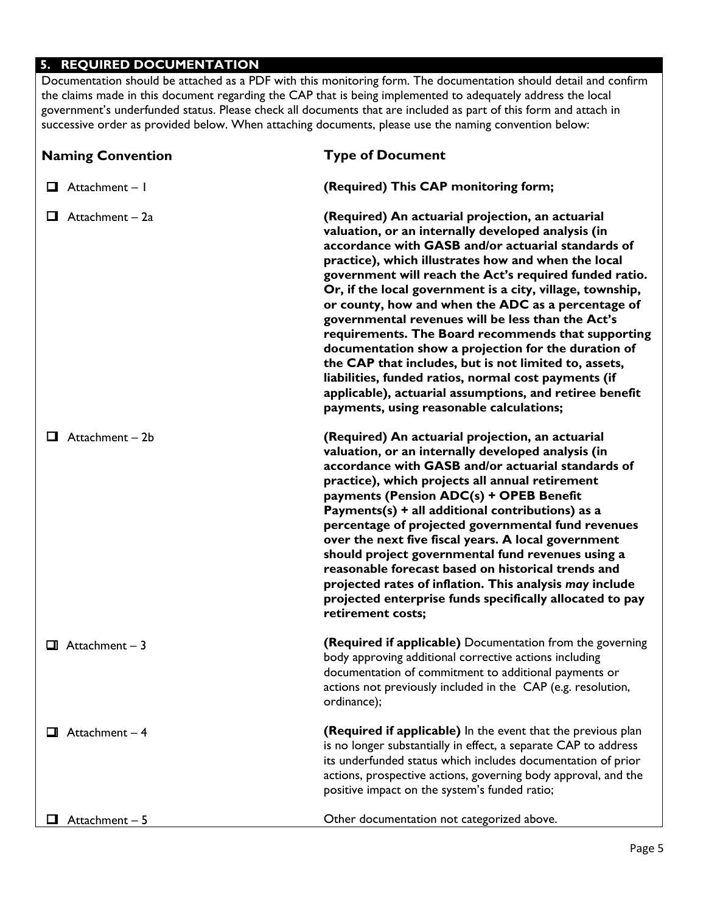## 5. REQUIRED DOCUMENTATION

Documentation should be attached as a PDF with this monitoring form. The documentation should detail and confirm the claims made in this document regarding the CAP that is being implemented to adequately address the local government's underfunded status. Please check all documents that are included as part of this form and attach in successive order as provided below. When attaching documents, please use the naming convention below:

| Naming Convention | Type of Document |
|---|---|
| ☐ Attachment – 1 | **(Required) This CAP monitoring form;** |
| ☐ Attachment – 2a | **(Required) An actuarial projection, an actuarial valuation, or an internally developed analysis (in accordance with GASB and/or actuarial standards of practice), which illustrates how and when the local government will reach the Act's required funded ratio. Or, if the local government is a city, village, township, or county, how and when the ADC as a percentage of governmental revenues will be less than the Act's requirements. The Board recommends that supporting documentation show a projection for the duration of the CAP that includes, but is not limited to, assets, liabilities, funded ratios, normal cost payments (if applicable), actuarial assumptions, and retiree benefit payments, using reasonable calculations;** |
| ☐ Attachment – 2b | **(Required) An actuarial projection, an actuarial valuation, or an internally developed analysis (in accordance with GASB and/or actuarial standards of practice), which projects all annual retirement payments (Pension ADC(s) + OPEB Benefit Payments(s) + all additional contributions) as a percentage of projected governmental fund revenues over the next five fiscal years. A local government should project governmental fund revenues using a reasonable forecast based on historical trends and projected rates of inflation. This analysis *may* include projected enterprise funds specifically allocated to pay retirement costs;** |
| ☐ Attachment – 3 | **(Required if applicable)** Documentation from the governing body approving additional corrective actions including documentation of commitment to additional payments or actions not previously included in the CAP (e.g. resolution, ordinance); |
| ☐ Attachment – 4 | **(Required if applicable)** In the event that the previous plan is no longer substantially in effect, a separate CAP to address its underfunded status which includes documentation of prior actions, prospective actions, governing body approval, and the positive impact on the system's funded ratio; |
| ☐ Attachment – 5 | Other documentation not categorized above. |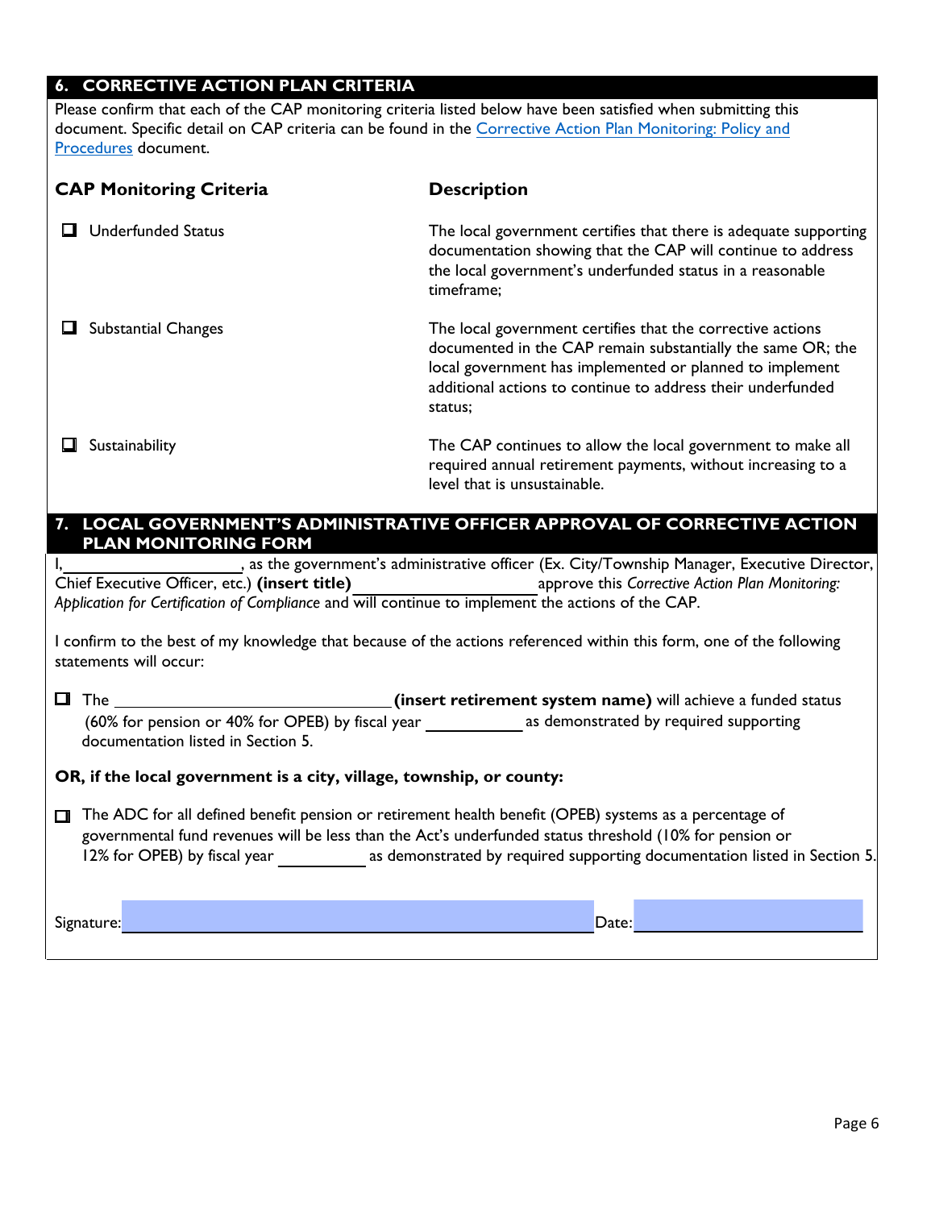## 6. CORRECTIVE ACTION PLAN CRITERIA

Please confirm that each of the CAP monitoring criteria listed below have been satisfied when submitting this document. Specific detail on CAP criteria can be found in the Corrective Action Plan Monitoring: Policy and Procedures document.

| CAP Monitoring Criteria | Description |
|---|---|
| ☐ Underfunded Status | The local government certifies that there is adequate supporting documentation showing that the CAP will continue to address the local government's underfunded status in a reasonable timeframe; |
| ☐ Substantial Changes | The local government certifies that the corrective actions documented in the CAP remain substantially the same OR; the local government has implemented or planned to implement additional actions to continue to address their underfunded status; |
| ☐ Sustainability | The CAP continues to allow the local government to make all required annual retirement payments, without increasing to a level that is unsustainable. |

## 7. LOCAL GOVERNMENT'S ADMINISTRATIVE OFFICER APPROVAL OF CORRECTIVE ACTION PLAN MONITORING FORM

I, ____________________, as the government's administrative officer (Ex. City/Township Manager, Executive Director, Chief Executive Officer, etc.) **(insert title)** ____________________ approve this *Corrective Action Plan Monitoring: Application for Certification of Compliance* and will continue to implement the actions of the CAP.

I confirm to the best of my knowledge that because of the actions referenced within this form, one of the following statements will occur:

☐ The ______________________________ **(insert retirement system name)** will achieve a funded status (60% for pension or 40% for OPEB) by fiscal year __________ as demonstrated by required supporting documentation listed in Section 5.

**OR, if the local government is a city, village, township, or county:**

☐ The ADC for all defined benefit pension or retirement health benefit (OPEB) systems as a percentage of governmental fund revenues will be less than the Act's underfunded status threshold (10% for pension or 12% for OPEB) by fiscal year __________ as demonstrated by required supporting documentation listed in Section 5.

Signature: ______________________________ Date: ____________________